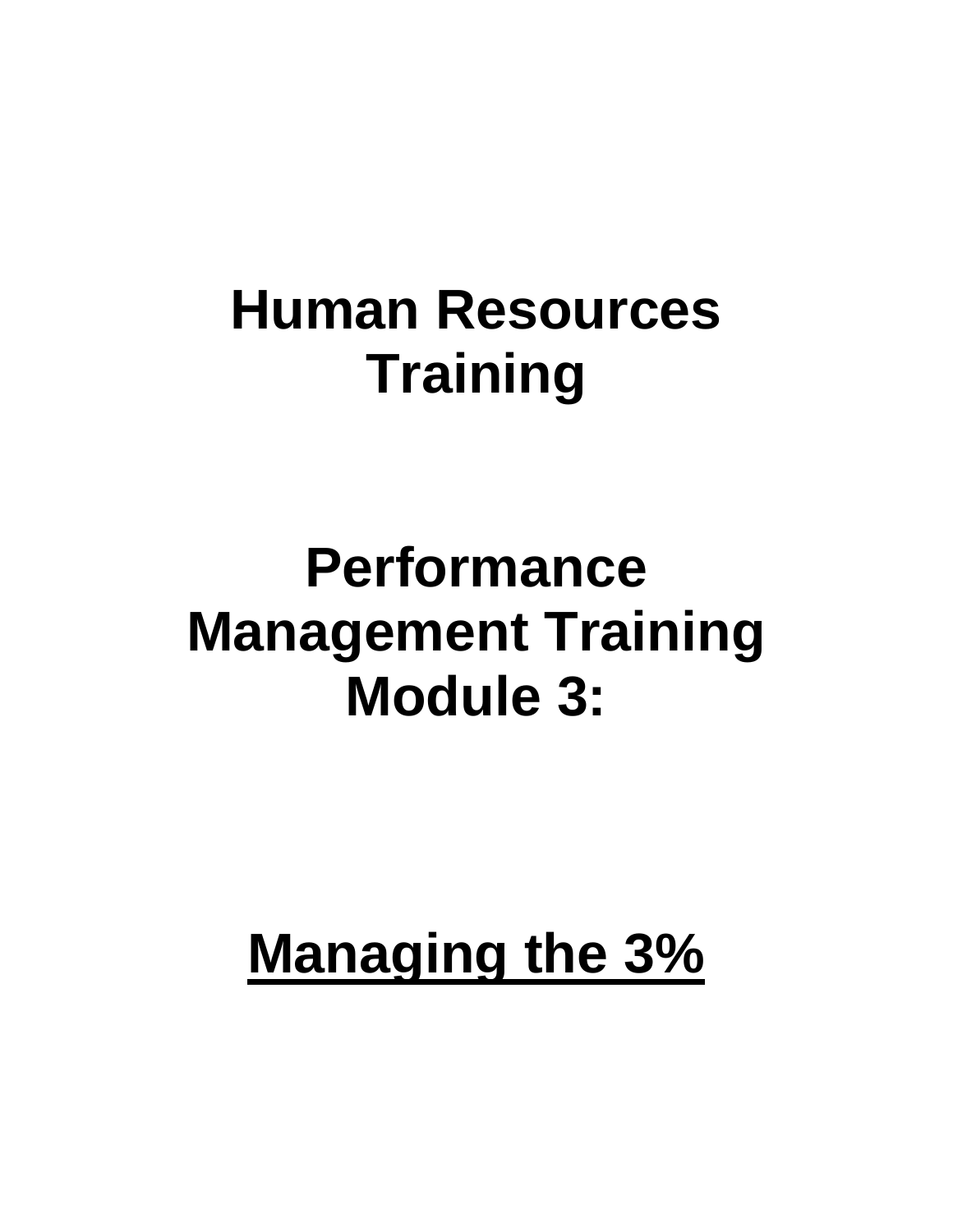# Human Resources Training

# Performance Management Training Module 3:

# <u>Managing the 3%</u>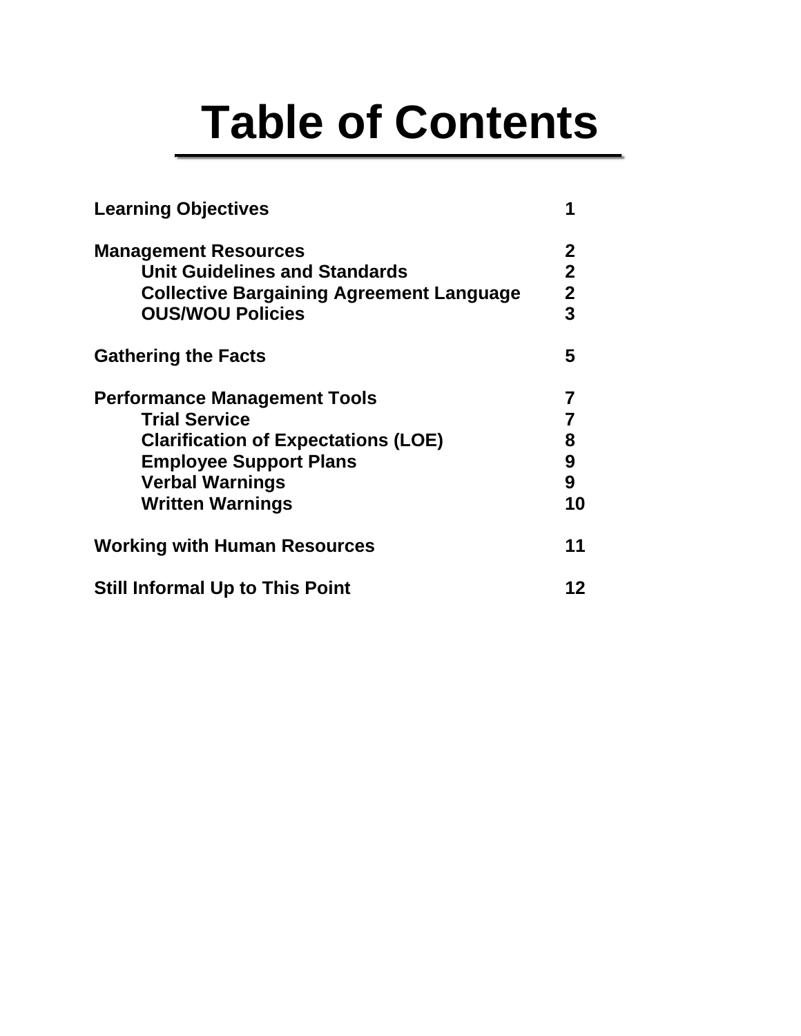# Table of Contents

| | |
|---|---|
| **Learning Objectives** | **1** |
| **Management Resources** | **2** |
| &nbsp;&nbsp;&nbsp;&nbsp;**Unit Guidelines and Standards** | **2** |
| &nbsp;&nbsp;&nbsp;&nbsp;**Collective Bargaining Agreement Language** | **2** |
| &nbsp;&nbsp;&nbsp;&nbsp;**OUS/WOU Policies** | **3** |
| **Gathering the Facts** | **5** |
| **Performance Management Tools** | **7** |
| &nbsp;&nbsp;&nbsp;&nbsp;**Trial Service** | **7** |
| &nbsp;&nbsp;&nbsp;&nbsp;**Clarification of Expectations (LOE)** | **8** |
| &nbsp;&nbsp;&nbsp;&nbsp;**Employee Support Plans** | **9** |
| &nbsp;&nbsp;&nbsp;&nbsp;**Verbal Warnings** | **9** |
| &nbsp;&nbsp;&nbsp;&nbsp;**Written Warnings** | **10** |
| **Working with Human Resources** | **11** |
| **Still Informal Up to This Point** | **12** |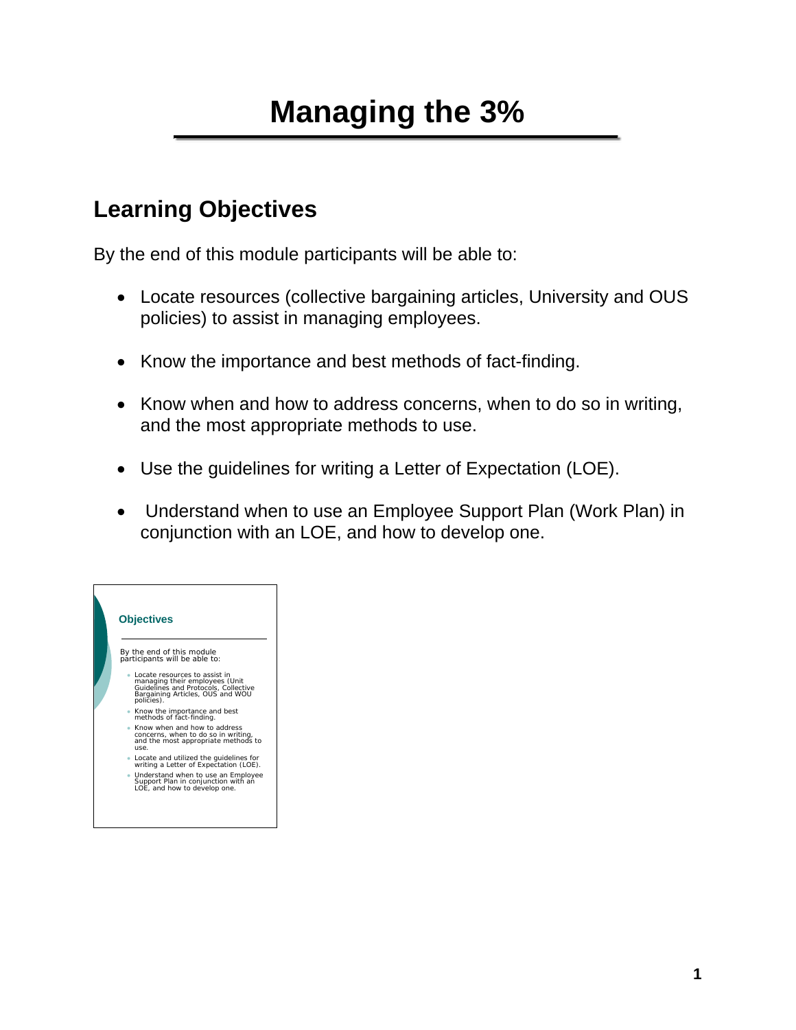# Managing the 3%

## Learning Objectives

By the end of this module participants will be able to:

- Locate resources (collective bargaining articles, University and OUS policies) to assist in managing employees.
- Know the importance and best methods of fact-finding.
- Know when and how to address concerns, when to do so in writing, and the most appropriate methods to use.
- Use the guidelines for writing a Letter of Expectation (LOE).
- Understand when to use an Employee Support Plan (Work Plan) in conjunction with an LOE, and how to develop one.

**Objectives**

By the end of this module participants will be able to:

- Locate resources to assist in managing their employees (Unit Guidelines and Protocols, Collective Bargaining Articles, OUS and WOU policies).
- Know the importance and best methods of fact-finding.
- Know when and how to address concerns, when to do so in writing, and the most appropriate methods to use.
- Locate and utilized the guidelines for writing a Letter of Expectation (LOE).
- Understand when to use an Employee Support Plan in conjunction with an LOE, and how to develop one.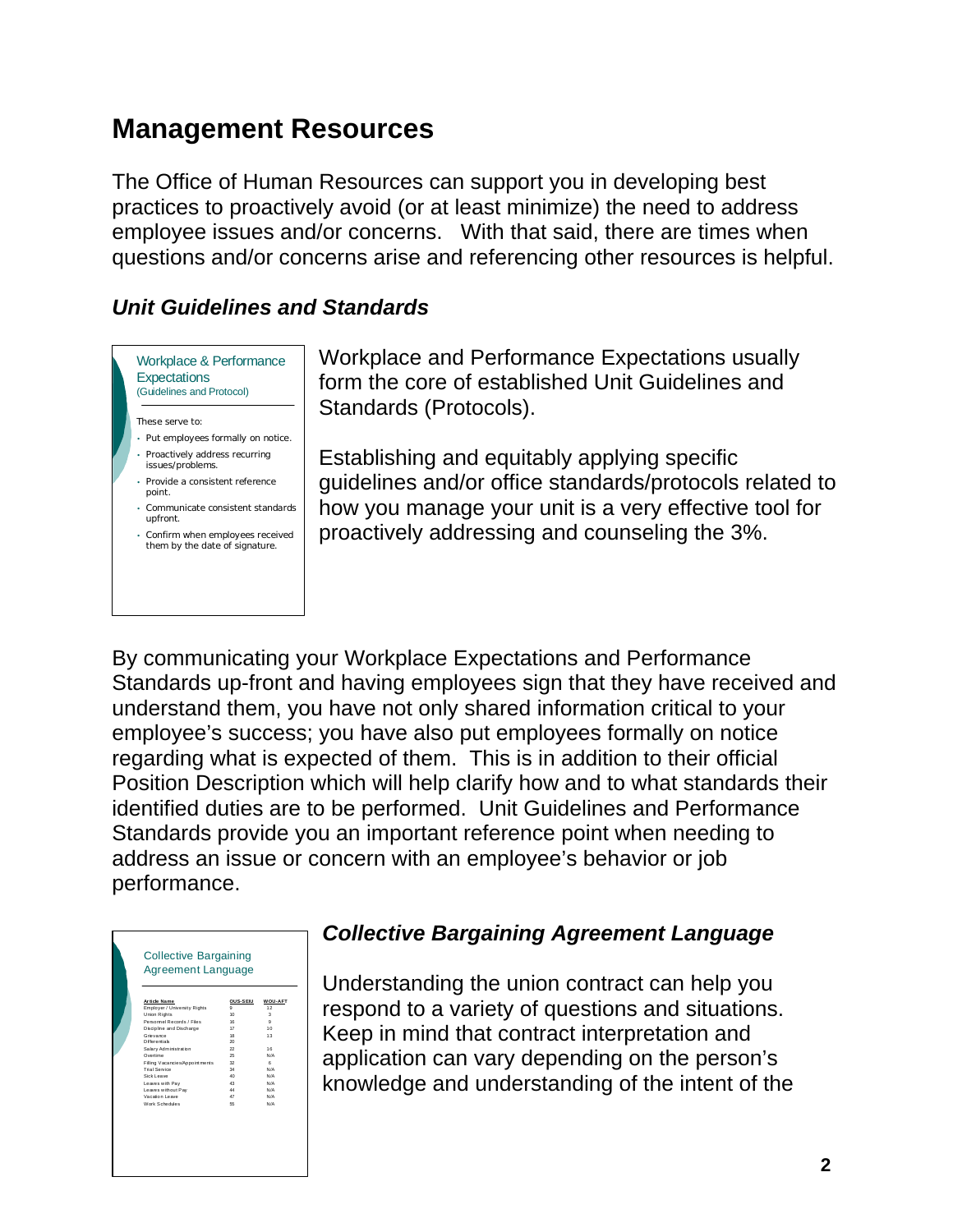# Management Resources

The Office of Human Resources can support you in developing best practices to proactively avoid (or at least minimize) the need to address employee issues and/or concerns. With that said, there are times when questions and/or concerns arise and referencing other resources is helpful.

## *Unit Guidelines and Standards*

Workplace & Performance Expectations
(Guidelines and Protocol)

These serve to:

- Put employees formally on notice.
- Proactively address recurring issues/problems.
- Provide a consistent reference point.
- Communicate consistent standards upfront.
- Confirm when employees received them by the date of signature.

Workplace and Performance Expectations usually form the core of established Unit Guidelines and Standards (Protocols).

Establishing and equitably applying specific guidelines and/or office standards/protocols related to how you manage your unit is a very effective tool for proactively addressing and counseling the 3%.

By communicating your Workplace Expectations and Performance Standards up-front and having employees sign that they have received and understand them, you have not only shared information critical to your employee's success; you have also put employees formally on notice regarding what is expected of them. This is in addition to their official Position Description which will help clarify how and to what standards their identified duties are to be performed. Unit Guidelines and Performance Standards provide you an important reference point when needing to address an issue or concern with an employee's behavior or job performance.

## *Collective Bargaining Agreement Language*

Collective Bargaining Agreement Language

| Article Name | OUS-SEIU | WOU-AFT |
|---|---|---|
| Employer / University Rights | 9 | 12 |
| Union Rights | 10 | 3 |
| Personnel Records / Files | 16 | 9 |
| Discipline and Discharge | 17 | 10 |
| Grievance | 18 | 13 |
| Differentials | 20 | |
| Salary Administration | 22 | 16 |
| Overtime | 25 | N/A |
| Filling Vacancies/Appointments | 32 | 6 |
| Trial Service | 34 | N/A |
| Sick Leave | 40 | N/A |
| Leaves with Pay | 43 | N/A |
| Leaves without Pay | 44 | N/A |
| Vacation Leave | 47 | N/A |
| Work Schedules | 55 | N/A |

Understanding the union contract can help you respond to a variety of questions and situations. Keep in mind that contract interpretation and application can vary depending on the person's knowledge and understanding of the intent of the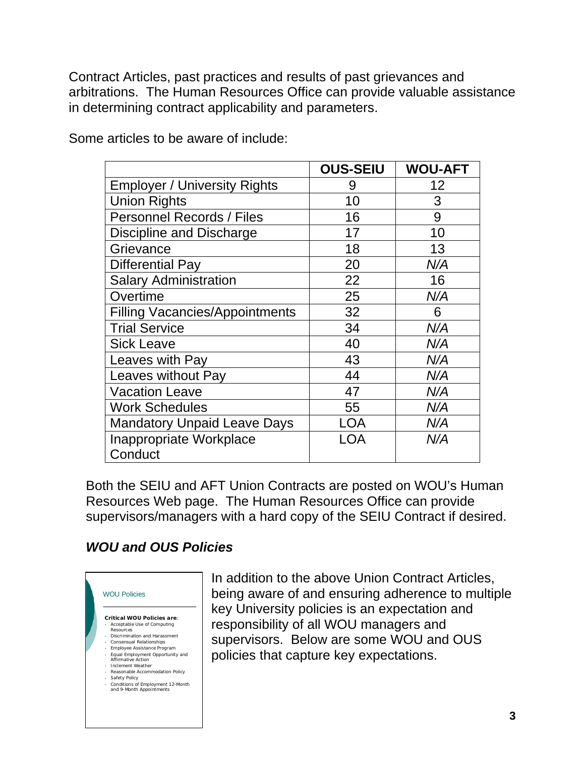Contract Articles, past practices and results of past grievances and arbitrations. The Human Resources Office can provide valuable assistance in determining contract applicability and parameters.

Some articles to be aware of include:

| | OUS-SEIU | WOU-AFT |
|---|---|---|
| Employer / University Rights | 9 | 12 |
| Union Rights | 10 | 3 |
| Personnel Records / Files | 16 | 9 |
| Discipline and Discharge | 17 | 10 |
| Grievance | 18 | 13 |
| Differential Pay | 20 | *N/A* |
| Salary Administration | 22 | 16 |
| Overtime | 25 | *N/A* |
| Filling Vacancies/Appointments | 32 | 6 |
| Trial Service | 34 | *N/A* |
| Sick Leave | 40 | *N/A* |
| Leaves with Pay | 43 | *N/A* |
| Leaves without Pay | 44 | *N/A* |
| Vacation Leave | 47 | *N/A* |
| Work Schedules | 55 | *N/A* |
| Mandatory Unpaid Leave Days | LOA | *N/A* |
| Inappropriate Workplace Conduct | LOA | *N/A* |

Both the SEIU and AFT Union Contracts are posted on WOU's Human Resources Web page. The Human Resources Office can provide supervisors/managers with a hard copy of the SEIU Contract if desired.

### *WOU and OUS Policies*

WOU Policies

**Critical WOU Policies are:**
- Acceptable Use of Computing Resources
- Discrimination and Harassment
- Consensual Relationships
- Employee Assistance Program
- Equal Employment Opportunity and Affirmative Action
- Inclement Weather
- Reasonable Accommodation Policy
- Safety Policy
- Conditions of Employment 12-Month and 9-Month Appointments

In addition to the above Union Contract Articles, being aware of and ensuring adherence to multiple key University policies is an expectation and responsibility of all WOU managers and supervisors. Below are some WOU and OUS policies that capture key expectations.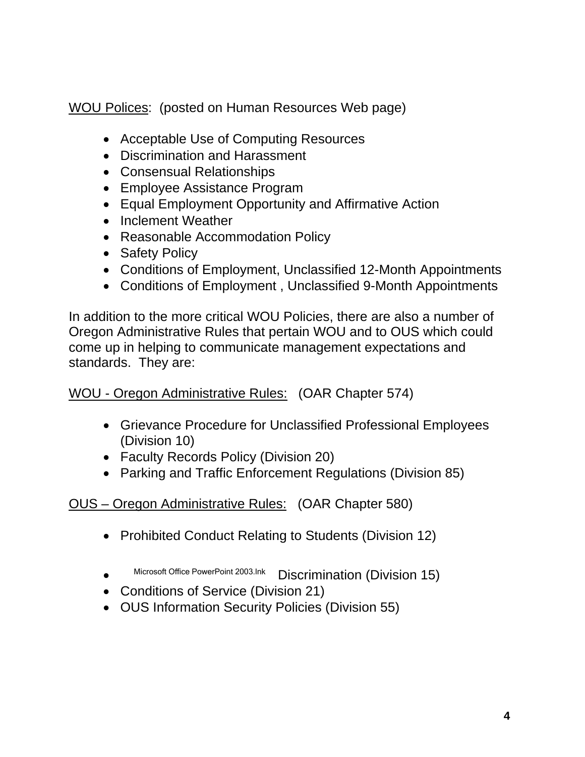<u>WOU Polices</u>: (posted on Human Resources Web page)

- Acceptable Use of Computing Resources
- Discrimination and Harassment
- Consensual Relationships
- Employee Assistance Program
- Equal Employment Opportunity and Affirmative Action
- Inclement Weather
- Reasonable Accommodation Policy
- Safety Policy
- Conditions of Employment, Unclassified 12-Month Appointments
- Conditions of Employment , Unclassified 9-Month Appointments

In addition to the more critical WOU Policies, there are also a number of Oregon Administrative Rules that pertain WOU and to OUS which could come up in helping to communicate management expectations and standards. They are:

<u>WOU - Oregon Administrative Rules:</u> (OAR Chapter 574)

- Grievance Procedure for Unclassified Professional Employees (Division 10)
- Faculty Records Policy (Division 20)
- Parking and Traffic Enforcement Regulations (Division 85)

<u>OUS – Oregon Administrative Rules:</u> (OAR Chapter 580)

- Prohibited Conduct Relating to Students (Division 12)
- Microsoft Office PowerPoint 2003.lnk Discrimination (Division 15)
- Conditions of Service (Division 21)
- OUS Information Security Policies (Division 55)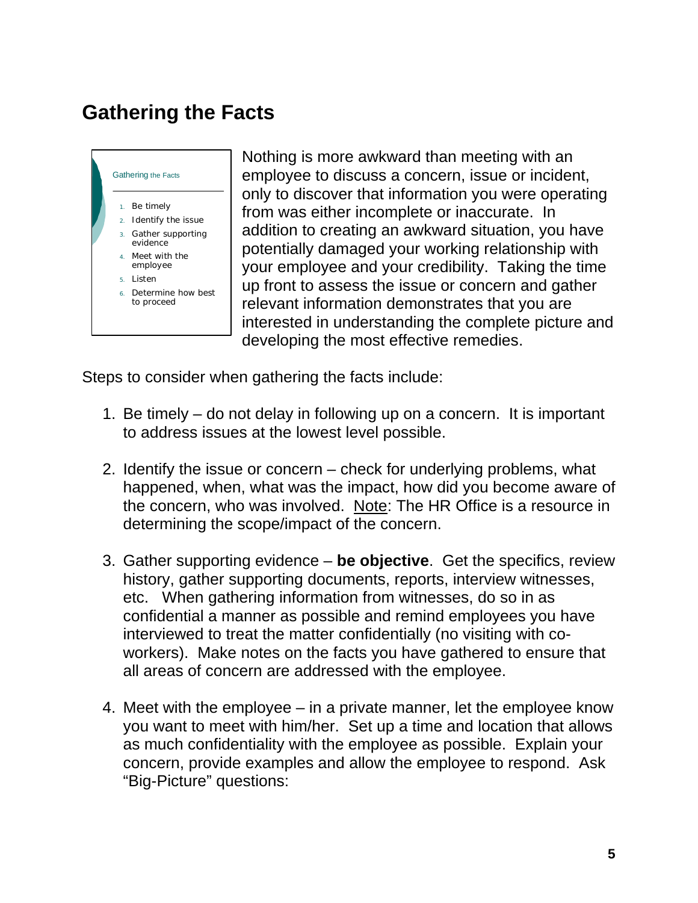## Gathering the Facts

Gathering the Facts

1. Be timely
2. Identify the issue
3. Gather supporting evidence
4. Meet with the employee
5. Listen
6. Determine how best to proceed

Nothing is more awkward than meeting with an employee to discuss a concern, issue or incident, only to discover that information you were operating from was either incomplete or inaccurate. In addition to creating an awkward situation, you have potentially damaged your working relationship with your employee and your credibility. Taking the time up front to assess the issue or concern and gather relevant information demonstrates that you are interested in understanding the complete picture and developing the most effective remedies.

Steps to consider when gathering the facts include:

1. Be timely – do not delay in following up on a concern. It is important to address issues at the lowest level possible.

2. Identify the issue or concern – check for underlying problems, what happened, when, what was the impact, how did you become aware of the concern, who was involved. Note: The HR Office is a resource in determining the scope/impact of the concern.

3. Gather supporting evidence – **be objective**. Get the specifics, review history, gather supporting documents, reports, interview witnesses, etc. When gathering information from witnesses, do so in as confidential a manner as possible and remind employees you have interviewed to treat the matter confidentially (no visiting with co-workers). Make notes on the facts you have gathered to ensure that all areas of concern are addressed with the employee.

4. Meet with the employee – in a private manner, let the employee know you want to meet with him/her. Set up a time and location that allows as much confidentiality with the employee as possible. Explain your concern, provide examples and allow the employee to respond. Ask "Big-Picture" questions: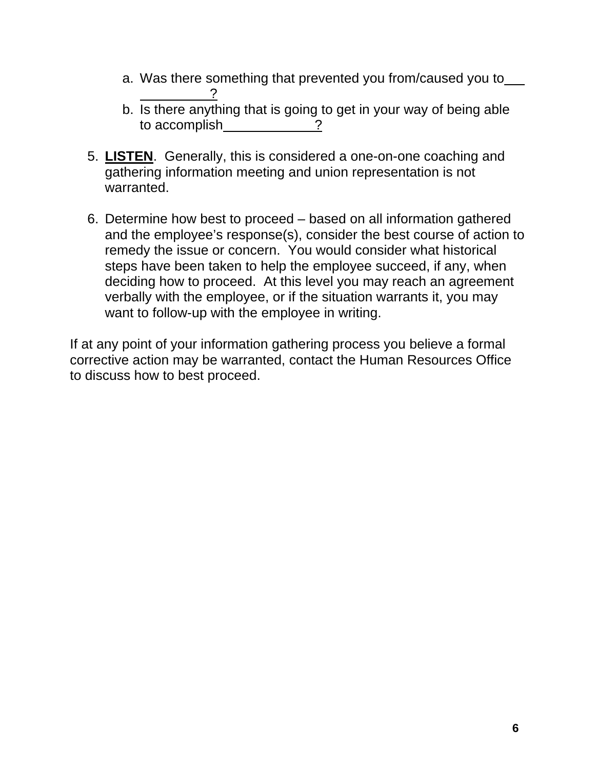a. Was there something that prevented you from/caused you to ___________?
   b. Is there anything that is going to get in your way of being able to accomplish____________?

5. **LISTEN**. Generally, this is considered a one-on-one coaching and gathering information meeting and union representation is not warranted.

6. Determine how best to proceed – based on all information gathered and the employee's response(s), consider the best course of action to remedy the issue or concern. You would consider what historical steps have been taken to help the employee succeed, if any, when deciding how to proceed. At this level you may reach an agreement verbally with the employee, or if the situation warrants it, you may want to follow-up with the employee in writing.

If at any point of your information gathering process you believe a formal corrective action may be warranted, contact the Human Resources Office to discuss how to best proceed.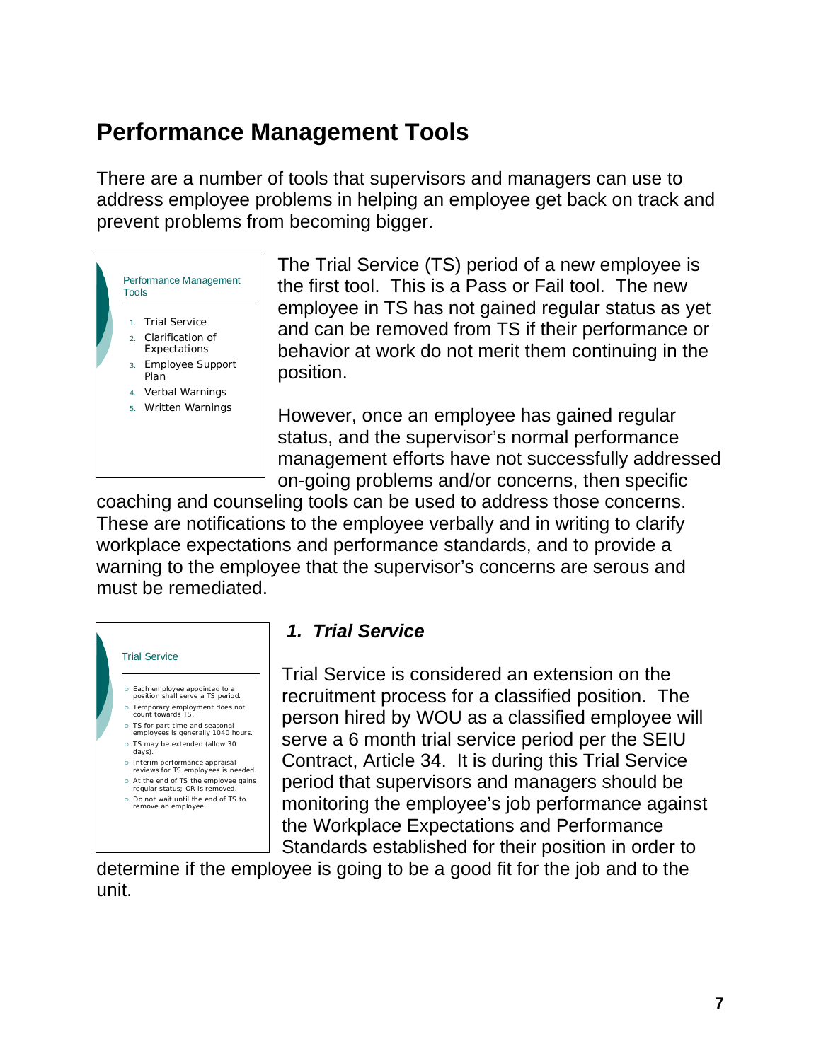# Performance Management Tools

There are a number of tools that supervisors and managers can use to address employee problems in helping an employee get back on track and prevent problems from becoming bigger.

Performance Management Tools

1. Trial Service
2. Clarification of Expectations
3. Employee Support Plan
4. Verbal Warnings
5. Written Warnings

The Trial Service (TS) period of a new employee is the first tool. This is a Pass or Fail tool. The new employee in TS has not gained regular status as yet and can be removed from TS if their performance or behavior at work do not merit them continuing in the position.

However, once an employee has gained regular status, and the supervisor's normal performance management efforts have not successfully addressed on-going problems and/or concerns, then specific coaching and counseling tools can be used to address those concerns. These are notifications to the employee verbally and in writing to clarify workplace expectations and performance standards, and to provide a warning to the employee that the supervisor's concerns are serous and must be remediated.

Trial Service

- Each employee appointed to a position shall serve a TS period.
- Temporary employment does not count towards TS.
- TS for part-time and seasonal employees is generally 1040 hours.
- TS may be extended (allow 30 days).
- Interim performance appraisal reviews for TS employees is needed.
- At the end of TS the employee gains regular status; OR is removed.
- Do not wait until the end of TS to remove an employee.

## *1. Trial Service*

Trial Service is considered an extension on the recruitment process for a classified position. The person hired by WOU as a classified employee will serve a 6 month trial service period per the SEIU Contract, Article 34. It is during this Trial Service period that supervisors and managers should be monitoring the employee's job performance against the Workplace Expectations and Performance Standards established for their position in order to determine if the employee is going to be a good fit for the job and to the unit.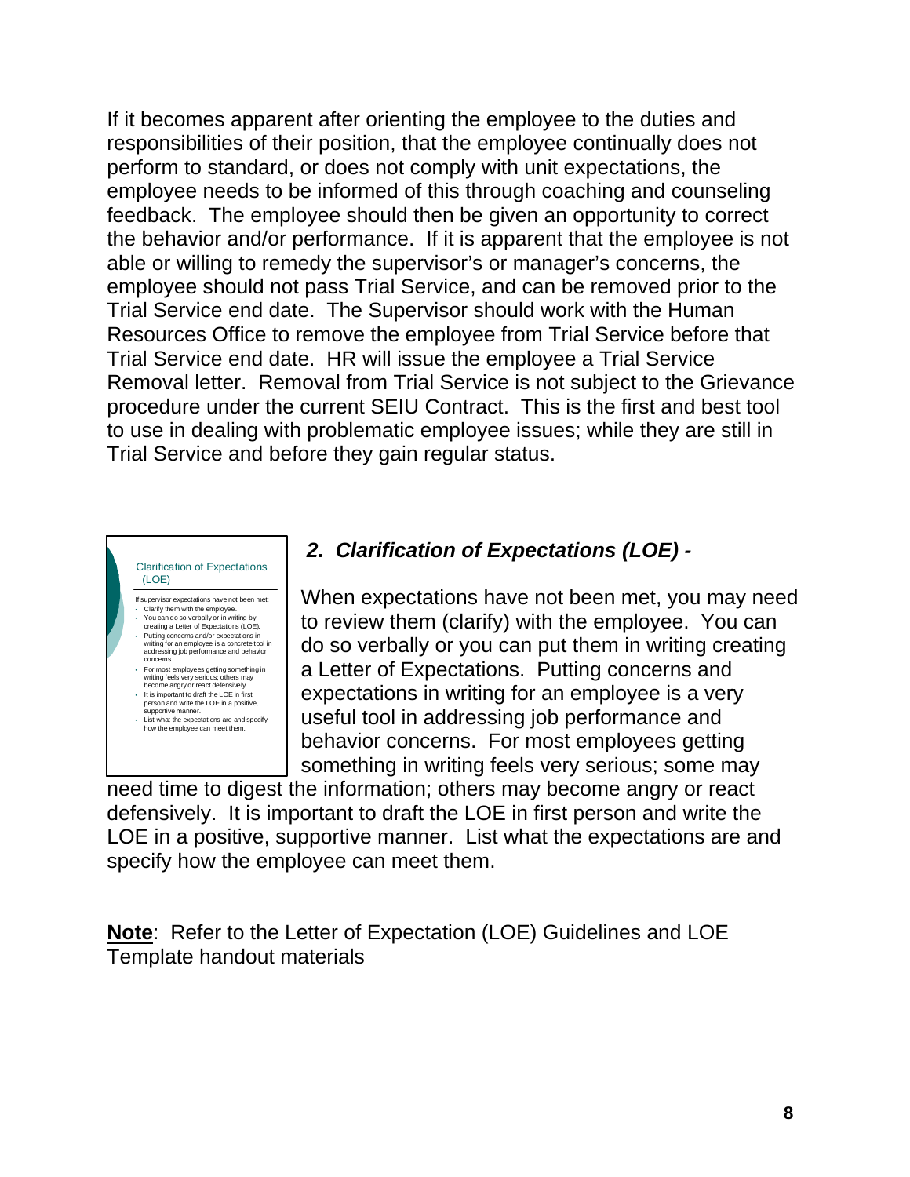If it becomes apparent after orienting the employee to the duties and responsibilities of their position, that the employee continually does not perform to standard, or does not comply with unit expectations, the employee needs to be informed of this through coaching and counseling feedback. The employee should then be given an opportunity to correct the behavior and/or performance. If it is apparent that the employee is not able or willing to remedy the supervisor's or manager's concerns, the employee should not pass Trial Service, and can be removed prior to the Trial Service end date. The Supervisor should work with the Human Resources Office to remove the employee from Trial Service before that Trial Service end date. HR will issue the employee a Trial Service Removal letter. Removal from Trial Service is not subject to the Grievance procedure under the current SEIU Contract. This is the first and best tool to use in dealing with problematic employee issues; while they are still in Trial Service and before they gain regular status.

Clarification of Expectations (LOE)

If supervisor expectations have not been met:
- Clarify them with the employee.
- You can do so verbally or in writing by creating a Letter of Expectations (LOE).
- Putting concerns and/or expectations in writing for an employee is a concrete tool in addressing job performance and behavior concerns.
- For most employees getting something in writing feels very serious; others may become angry or react defensively.
- It is important to draft the LOE in first person and write the LOE in a positive, supportive manner.
- List what the expectations are and specify how the employee can meet them.

### *2. Clarification of Expectations (LOE) -*

When expectations have not been met, you may need to review them (clarify) with the employee. You can do so verbally or you can put them in writing creating a Letter of Expectations. Putting concerns and expectations in writing for an employee is a very useful tool in addressing job performance and behavior concerns. For most employees getting something in writing feels very serious; some may need time to digest the information; others may become angry or react defensively. It is important to draft the LOE in first person and write the LOE in a positive, supportive manner. List what the expectations are and specify how the employee can meet them.

**Note**: Refer to the Letter of Expectation (LOE) Guidelines and LOE Template handout materials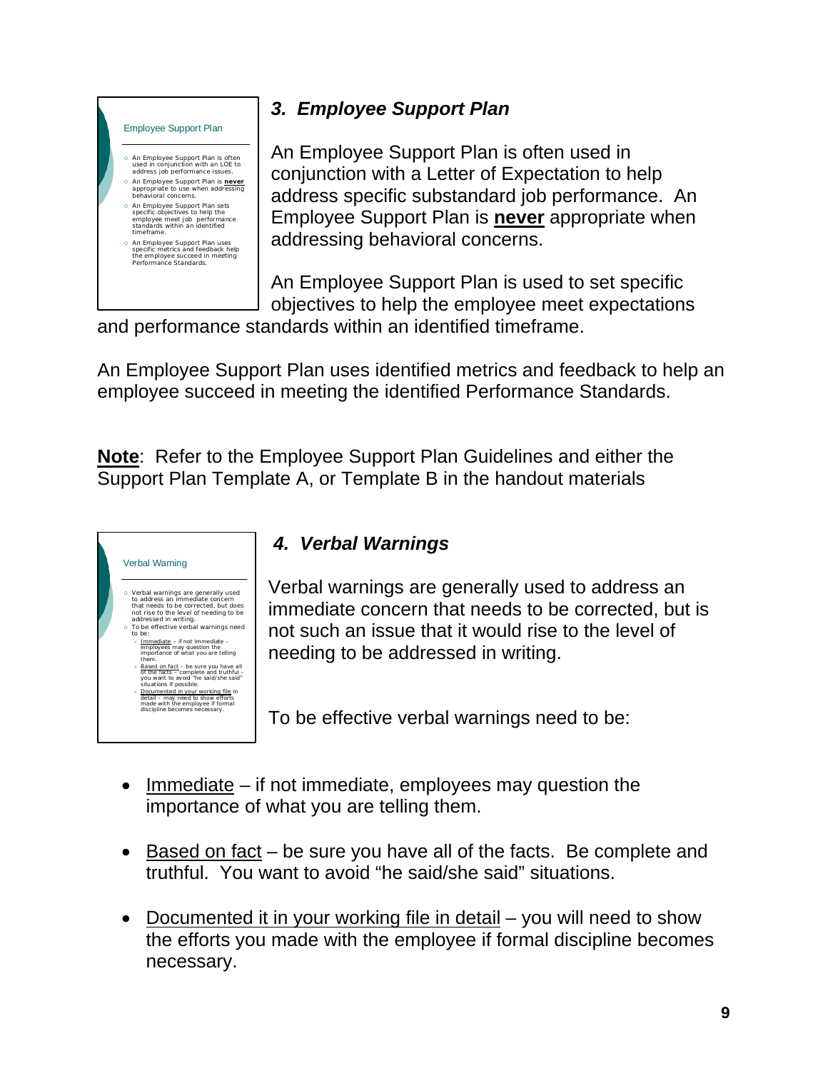### 3. *Employee Support Plan*

An Employee Support Plan is often used in conjunction with a Letter of Expectation to help address specific substandard job performance. An Employee Support Plan is **never** appropriate when addressing behavioral concerns.

An Employee Support Plan is used to set specific objectives to help the employee meet expectations and performance standards within an identified timeframe.

An Employee Support Plan uses identified metrics and feedback to help an employee succeed in meeting the identified Performance Standards.

**Note**: Refer to the Employee Support Plan Guidelines and either the Support Plan Template A, or Template B in the handout materials

### 4. *Verbal Warnings*

Verbal warnings are generally used to address an immediate concern that needs to be corrected, but is not such an issue that it would rise to the level of needing to be addressed in writing.

To be effective verbal warnings need to be:

- Immediate – if not immediate, employees may question the importance of what you are telling them.
- Based on fact – be sure you have all of the facts. Be complete and truthful. You want to avoid "he said/she said" situations.
- Documented it in your working file in detail – you will need to show the efforts you made with the employee if formal discipline becomes necessary.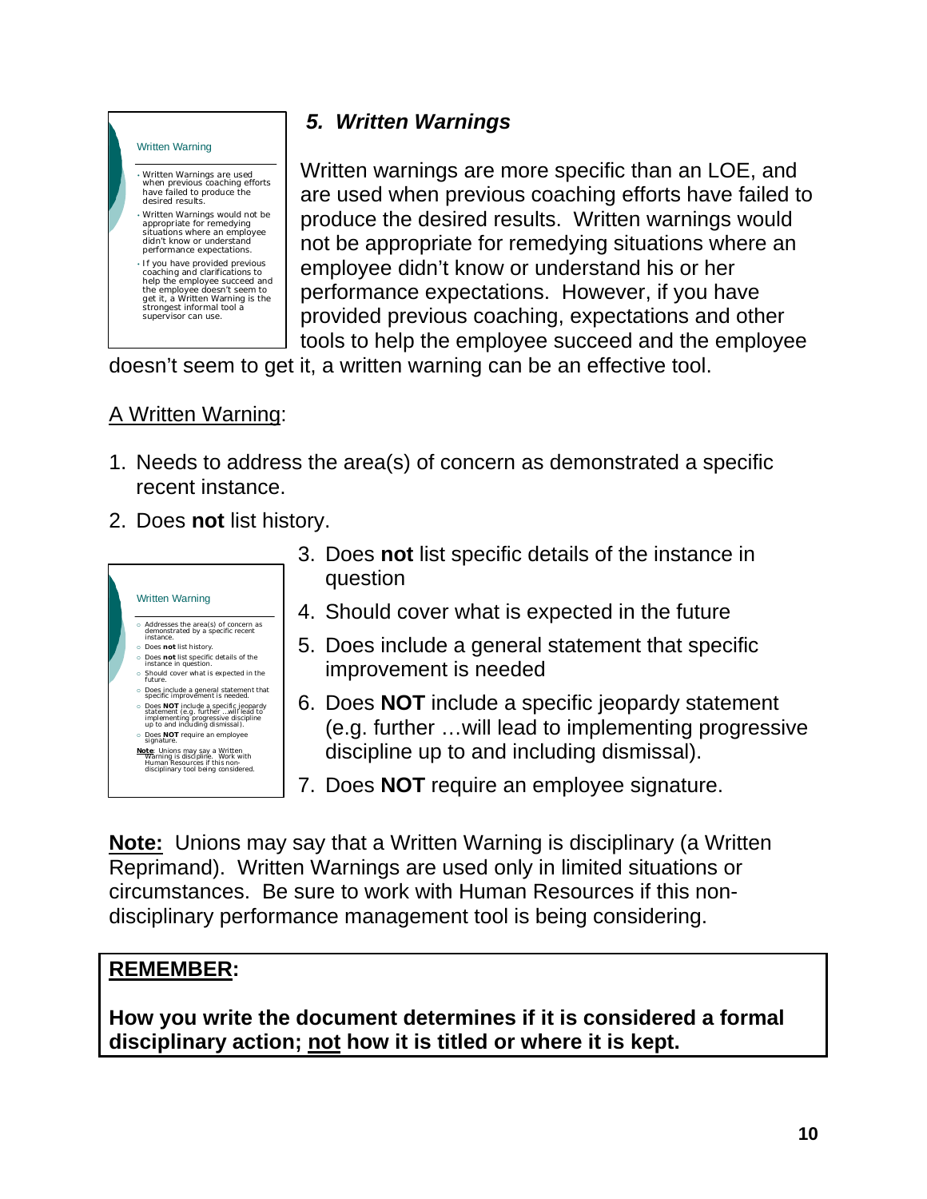### *5. Written Warnings*

Written warnings are more specific than an LOE, and are used when previous coaching efforts have failed to produce the desired results. Written warnings would not be appropriate for remedying situations where an employee didn't know or understand his or her performance expectations. However, if you have provided previous coaching, expectations and other tools to help the employee succeed and the employee doesn't seem to get it, a written warning can be an effective tool.

A Written Warning:

1. Needs to address the area(s) of concern as demonstrated a specific recent instance.
2. Does **not** list history.
3. Does **not** list specific details of the instance in question
4. Should cover what is expected in the future
5. Does include a general statement that specific improvement is needed
6. Does **NOT** include a specific jeopardy statement (e.g. further …will lead to implementing progressive discipline up to and including dismissal).
7. Does **NOT** require an employee signature.

**Note:** Unions may say that a Written Warning is disciplinary (a Written Reprimand). Written Warnings are used only in limited situations or circumstances. Be sure to work with Human Resources if this non-disciplinary performance management tool is being considering.

**REMEMBER:**

**How you write the document determines if it is considered a formal disciplinary action; not how it is titled or where it is kept.**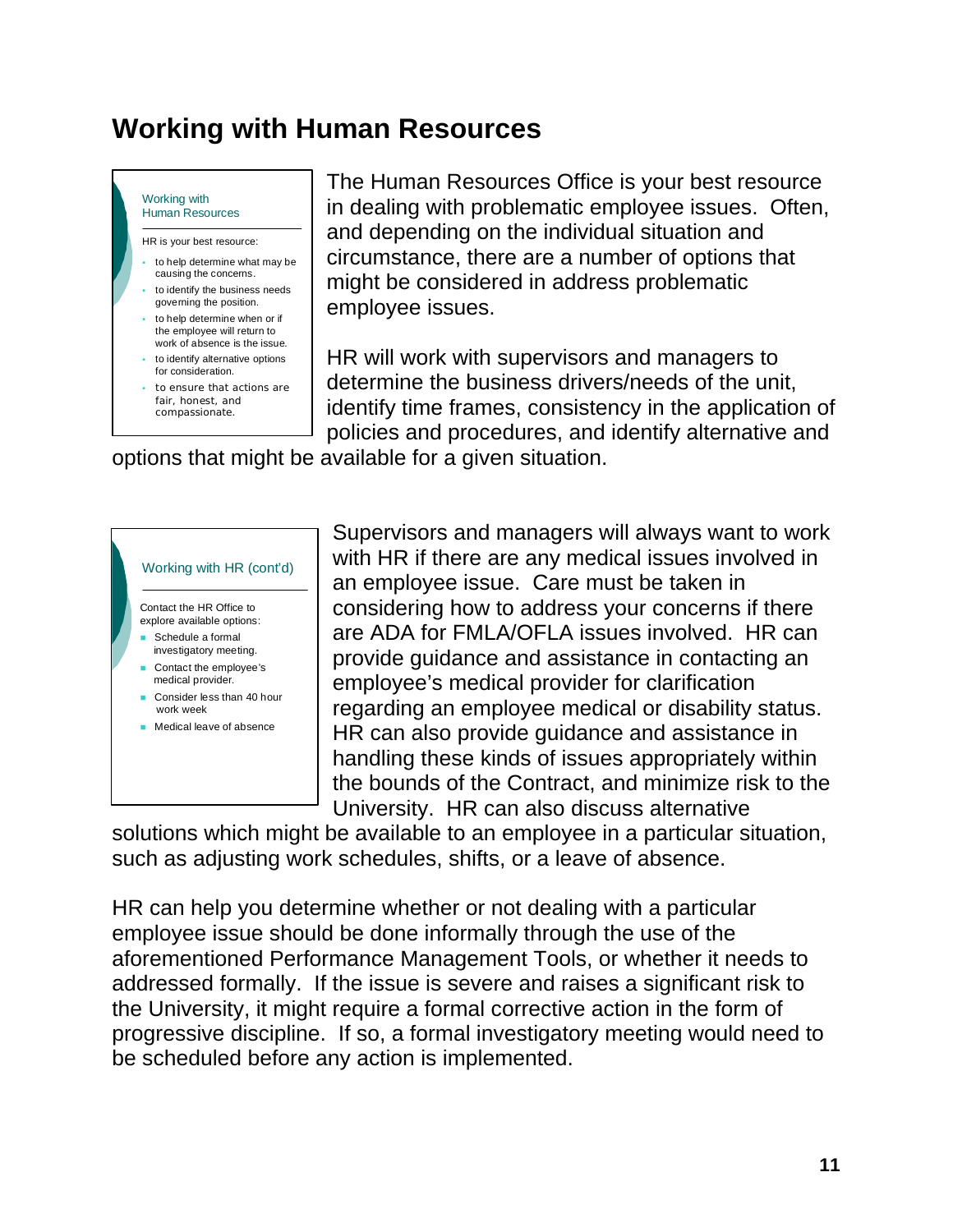# Working with Human Resources

**Working with Human Resources**

HR is your best resource:

- to help determine what may be causing the concerns.
- to identify the business needs governing the position.
- to help determine when or if the employee will return to work of absence is the issue.
- to identify alternative options for consideration.
- to ensure that actions are fair, honest, and compassionate.

The Human Resources Office is your best resource in dealing with problematic employee issues. Often, and depending on the individual situation and circumstance, there are a number of options that might be considered in address problematic employee issues.

HR will work with supervisors and managers to determine the business drivers/needs of the unit, identify time frames, consistency in the application of policies and procedures, and identify alternative and options that might be available for a given situation.

**Working with HR (cont'd)**

Contact the HR Office to explore available options:

- Schedule a formal investigatory meeting.
- Contact the employee's medical provider.
- Consider less than 40 hour work week
- Medical leave of absence

Supervisors and managers will always want to work with HR if there are any medical issues involved in an employee issue. Care must be taken in considering how to address your concerns if there are ADA for FMLA/OFLA issues involved. HR can provide guidance and assistance in contacting an employee's medical provider for clarification regarding an employee medical or disability status. HR can also provide guidance and assistance in handling these kinds of issues appropriately within the bounds of the Contract, and minimize risk to the University. HR can also discuss alternative solutions which might be available to an employee in a particular situation, such as adjusting work schedules, shifts, or a leave of absence.

HR can help you determine whether or not dealing with a particular employee issue should be done informally through the use of the aforementioned Performance Management Tools, or whether it needs to addressed formally. If the issue is severe and raises a significant risk to the University, it might require a formal corrective action in the form of progressive discipline. If so, a formal investigatory meeting would need to be scheduled before any action is implemented.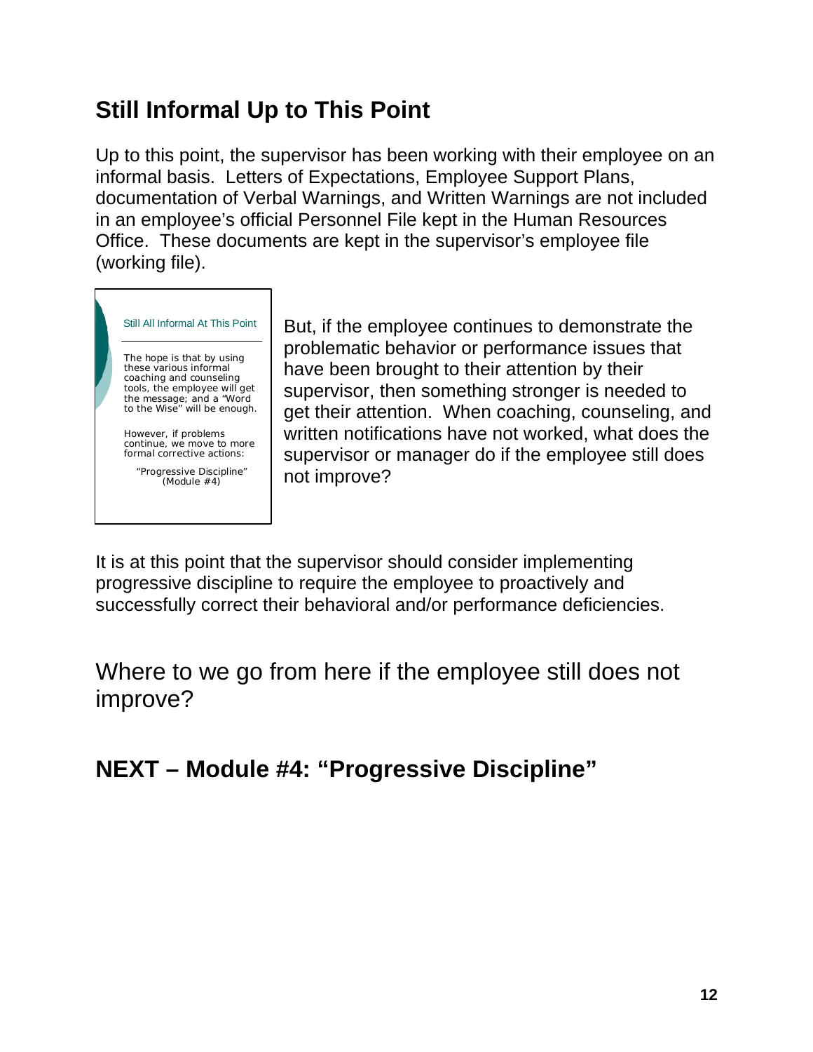## Still Informal Up to This Point

Up to this point, the supervisor has been working with their employee on an informal basis. Letters of Expectations, Employee Support Plans, documentation of Verbal Warnings, and Written Warnings are not included in an employee's official Personnel File kept in the Human Resources Office. These documents are kept in the supervisor's employee file (working file).

Still All Informal At This Point

The hope is that by using these various informal coaching and counseling tools, the employee will get the message; and a "Word to the Wise" will be enough.

However, if problems continue, we move to more formal corrective actions:

"Progressive Discipline" (Module #4)

But, if the employee continues to demonstrate the problematic behavior or performance issues that have been brought to their attention by their supervisor, then something stronger is needed to get their attention. When coaching, counseling, and written notifications have not worked, what does the supervisor or manager do if the employee still does not improve?

It is at this point that the supervisor should consider implementing progressive discipline to require the employee to proactively and successfully correct their behavioral and/or performance deficiencies.

Where to we go from here if the employee still does not improve?

## NEXT – Module #4: "Progressive Discipline"